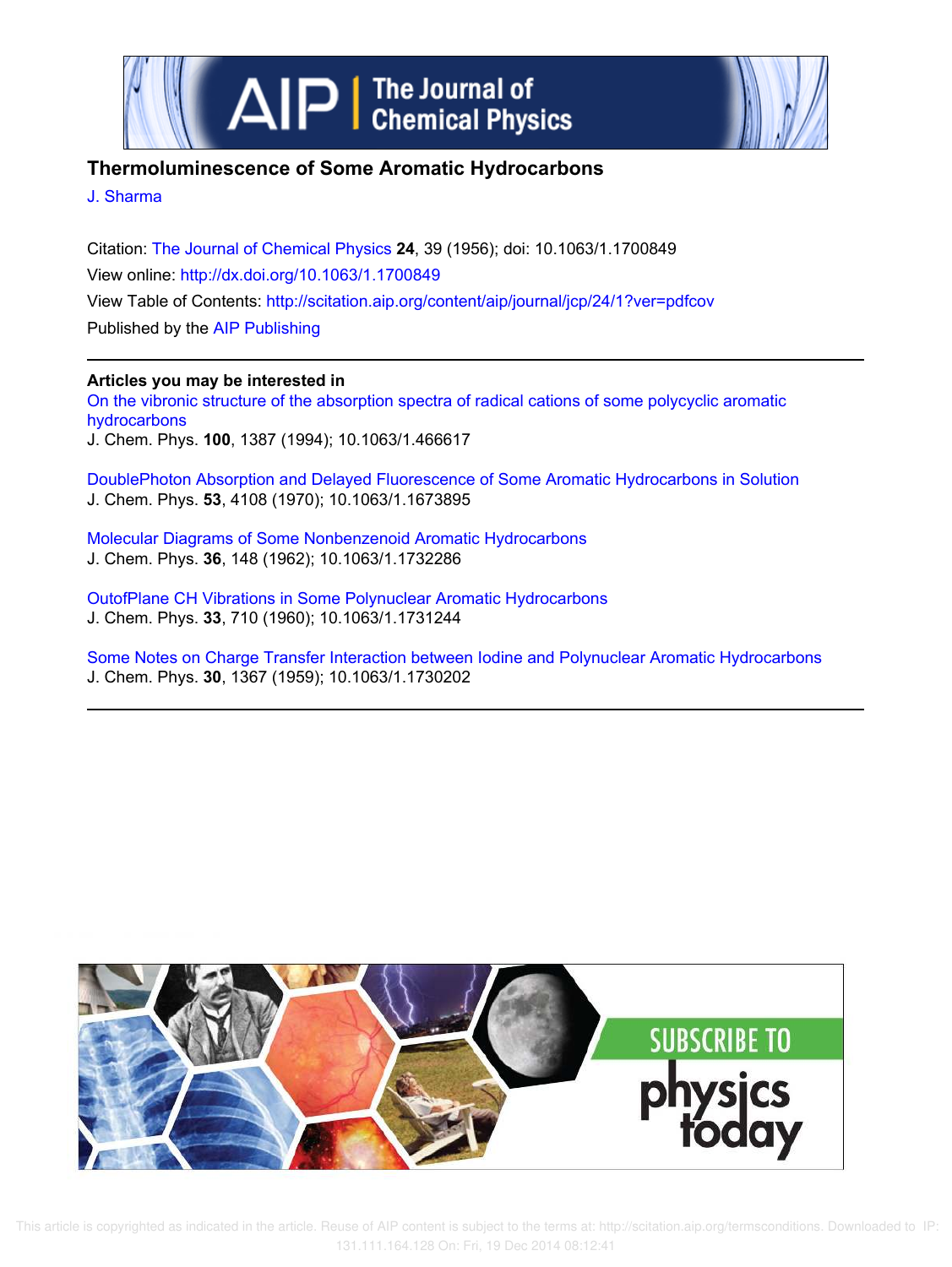# Thermoluminescence of Some Aromatic Hydrocarbons

J. Sharma

Citation: The Journal of Chemical Physics **24**, 39 (1956); doi: 10.1063/1.1700849

View online: http://dx.doi.org/10.1063/1.1700849

View Table of Contents: http://scitation.aip.org/content/aip/journal/jcp/24/1?ver=pdfcov

Published by the AIP Publishing

**Articles you may be interested in**

On the vibronic structure of the absorption spectra of radical cations of some polycyclic aromatic hydrocarbons
J. Chem. Phys. **100**, 1387 (1994); 10.1063/1.466617

DoublePhoton Absorption and Delayed Fluorescence of Some Aromatic Hydrocarbons in Solution
J. Chem. Phys. **53**, 4108 (1970); 10.1063/1.1673895

Molecular Diagrams of Some Nonbenzenoid Aromatic Hydrocarbons
J. Chem. Phys. **36**, 148 (1962); 10.1063/1.1732286

OutofPlane CH Vibrations in Some Polynuclear Aromatic Hydrocarbons
J. Chem. Phys. **33**, 710 (1960); 10.1063/1.1731244

Some Notes on Charge Transfer Interaction between Iodine and Polynuclear Aromatic Hydrocarbons
J. Chem. Phys. **30**, 1367 (1959); 10.1063/1.1730202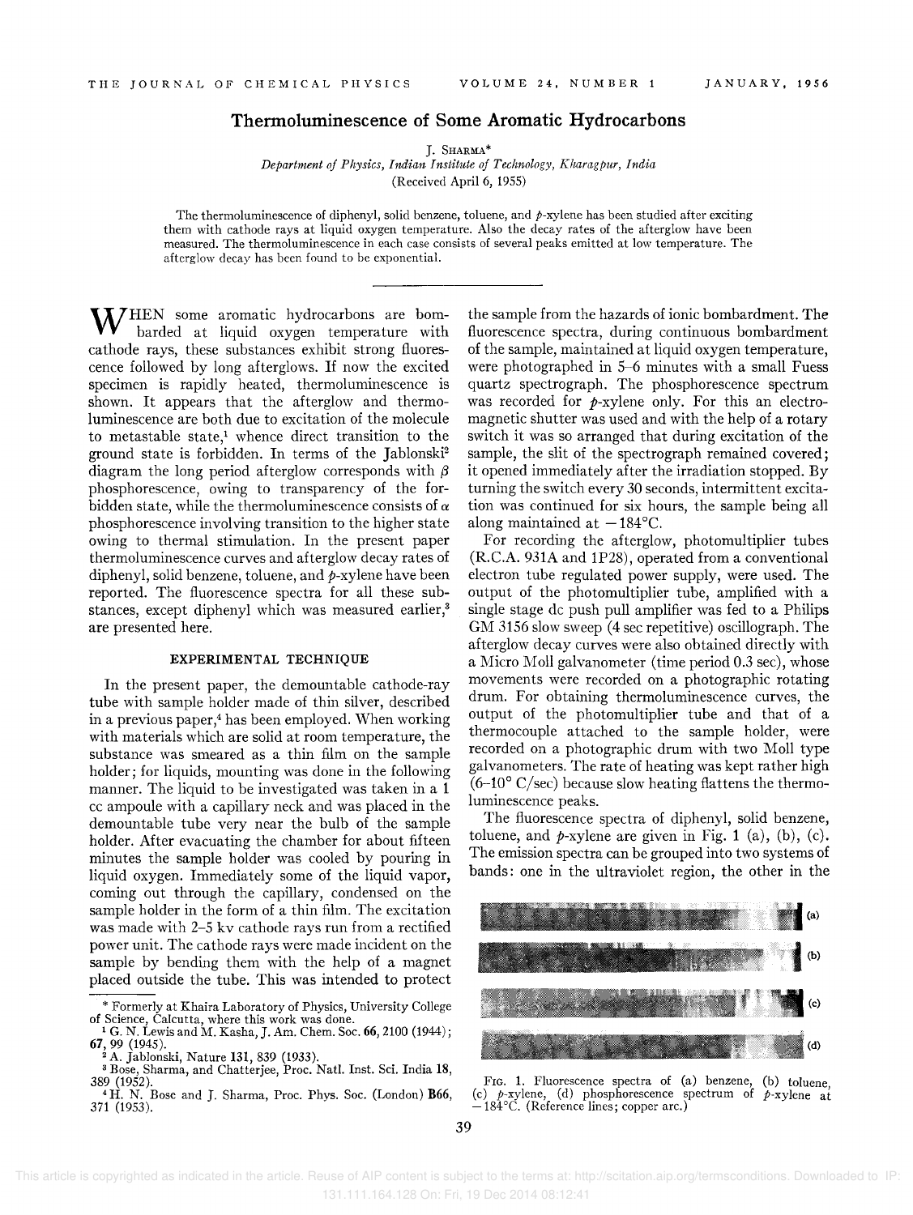# Thermoluminescence of Some Aromatic Hydrocarbons

J. Sharma*

*Department of Physics, Indian Institute of Technology, Kharagpur, India*

(Received April 6, 1955)

The thermoluminescence of diphenyl, solid benzene, toluene, and *p*-xylene has been studied after exciting them with cathode rays at liquid oxygen temperature. Also the decay rates of the afterglow have been measured. The thermoluminescence in each case consists of several peaks emitted at low temperature. The afterglow decay has been found to be exponential.

---

When some aromatic hydrocarbons are bombarded at liquid oxygen temperature with cathode rays, these substances exhibit strong fluorescence followed by long afterglows. If now the excited specimen is rapidly heated, thermoluminescence is shown. It appears that the afterglow and thermoluminescence are both due to excitation of the molecule to metastable state,[1] whence direct transition to the ground state is forbidden. In terms of the Jablonski[2] diagram the long period afterglow corresponds with $\beta$ phosphorescence, owing to transparency of the forbidden state, while the thermoluminescence consists of $\alpha$ phosphorescence involving transition to the higher state owing to thermal stimulation. In the present paper thermoluminescence curves and afterglow decay rates of diphenyl, solid benzene, toluene, and *p*-xylene have been reported. The fluorescence spectra for all these substances, except diphenyl which was measured earlier,[3] are presented here.

## EXPERIMENTAL TECHNIQUE

In the present paper, the demountable cathode-ray tube with sample holder made of thin silver, described in a previous paper,[4] has been employed. When working with materials which are solid at room temperature, the substance was smeared as a thin film on the sample holder; for liquids, mounting was done in the following manner. The liquid to be investigated was taken in a 1 cc ampoule with a capillary neck and was placed in the demountable tube very near the bulb of the sample holder. After evacuating the chamber for about fifteen minutes the sample holder was cooled by pouring in liquid oxygen. Immediately some of the liquid vapor, coming out through the capillary, condensed on the sample holder in the form of a thin film. The excitation was made with 2–5 kv cathode rays run from a rectified power unit. The cathode rays were made incident on the sample by bending them with the help of a magnet placed outside the tube. This was intended to protect the sample from the hazards of ionic bombardment. The fluorescence spectra, during continuous bombardment of the sample, maintained at liquid oxygen temperature, were photographed in 5–6 minutes with a small Fuess quartz spectrograph. The phosphorescence spectrum was recorded for *p*-xylene only. For this an electromagnetic shutter was used and with the help of a rotary switch it was so arranged that during excitation of the sample, the slit of the spectrograph remained covered; it opened immediately after the irradiation stopped. By turning the switch every 30 seconds, intermittent excitation was continued for six hours, the sample being all along maintained at $-184°C$.

For recording the afterglow, photomultiplier tubes (R.C.A. 931A and 1P28), operated from a conventional electron tube regulated power supply, were used. The output of the photomultiplier tube, amplified with a single stage dc push pull amplifier was fed to a Philips GM 3156 slow sweep (4 sec repetitive) oscillograph. The afterglow decay curves were also obtained directly with a Micro Moll galvanometer (time period 0.3 sec), whose movements were recorded on a photographic rotating drum. For obtaining thermoluminescence curves, the output of the photomultiplier tube and that of a thermocouple attached to the sample holder, were recorded on a photographic drum with two Moll type galvanometers. The rate of heating was kept rather high (6–10° C/sec) because slow heating flattens the thermoluminescence peaks.

The fluorescence spectra of diphenyl, solid benzene, toluene, and *p*-xylene are given in Fig. 1 (a), (b), (c). The emission spectra can be grouped into two systems of bands: one in the ultraviolet region, the other in the

Fig. 1. Fluorescence spectra of (a) benzene, (b) toluene, (c) *p*-xylene, (d) phosphorescence spectrum of *p*-xylene at $-184°C$. (Reference lines; copper arc.)

---

\* Formerly at Khaira Laboratory of Physics, University College of Science, Calcutta, where this work was done.

[1] G. N. Lewis and M. Kasha, J. Am. Chem. Soc. **66**, 2100 (1944); **67**, 99 (1945).

[2] A. Jablonski, Nature **131**, 839 (1933).

[3] Bose, Sharma, and Chatterjee, Proc. Natl. Inst. Sci. India **18**, 389 (1952).

[4] H. N. Bose and J. Sharma, Proc. Phys. Soc. (London) **B66**, 371 (1953).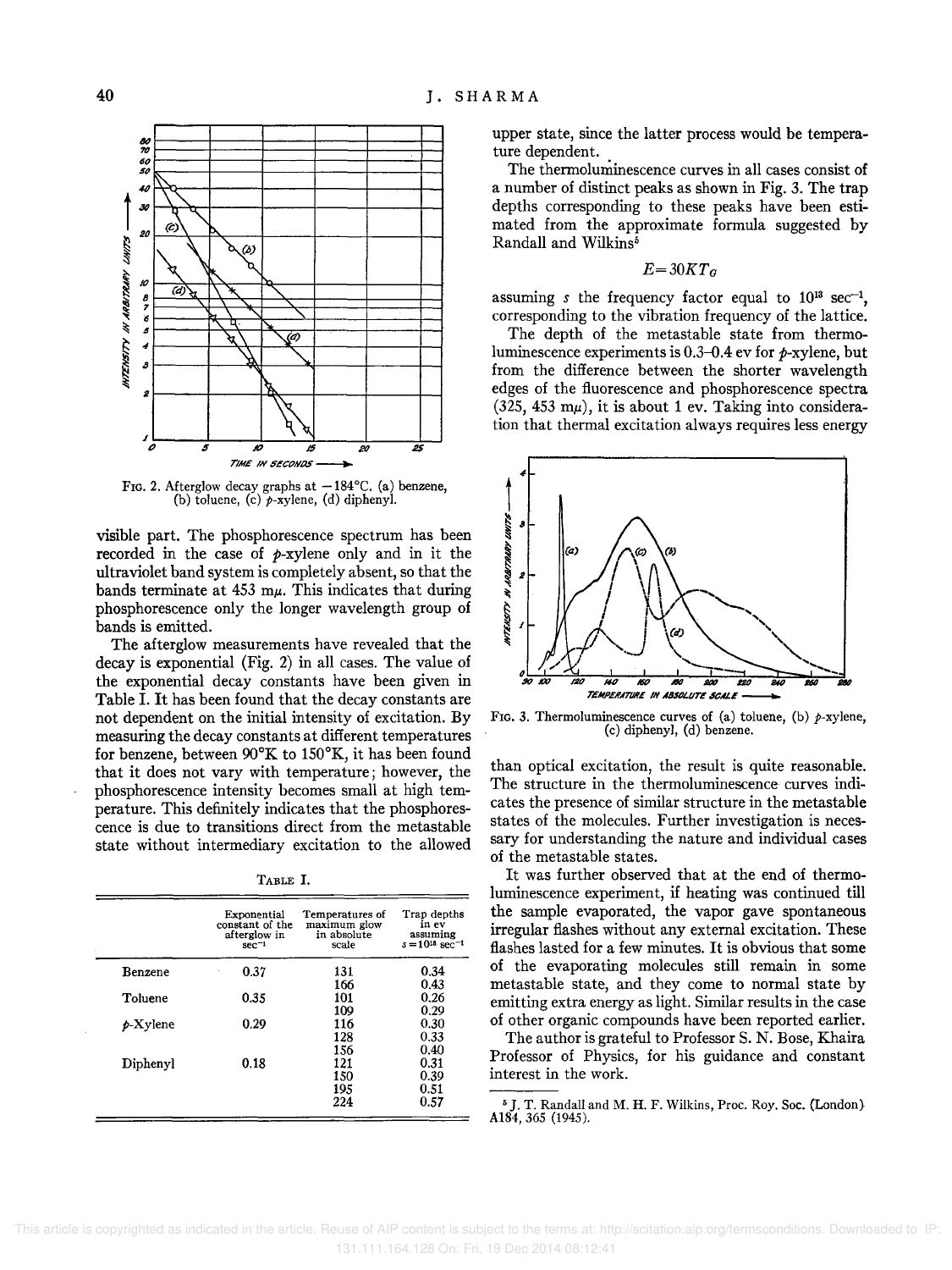80
70
60
50
40
30
20
10
8
7
6
5
4
3
2
1

INTENSITY IN ARBITRARY UNITS

0 5 10 15 20 25

TIME IN SECONDS

(a) (b) (c) (d)

FIG. 2. Afterglow decay graphs at −184°C. (a) benzene, (b) toluene, (c) $p$-xylene, (d) diphenyl.

visible part. The phosphorescence spectrum has been recorded in the case of $p$-xylene only and in it the ultraviolet band system is completely absent, so that the bands terminate at 453 m$\mu$. This indicates that during phosphorescence only the longer wavelength group of bands is emitted.

The afterglow measurements have revealed that the decay is exponential (Fig. 2) in all cases. The value of the exponential decay constants have been given in Table I. It has been found that the decay constants are not dependent on the initial intensity of excitation. By measuring the decay constants at different temperatures for benzene, between 90°K to 150°K, it has been found that it does not vary with temperature; however, the phosphorescence intensity becomes small at high temperature. This definitely indicates that the phosphorescence is due to transitions direct from the metastable state without intermediary excitation to the allowed upper state, since the latter process would be temperature dependent.

TABLE I.

| | Exponential constant of the afterglow in sec$^{-1}$ | Temperatures of maximum glow in absolute scale | Trap depths in ev assuming $s=10^{13}$ sec$^{-1}$ |
|---|---|---|---|
| Benzene | 0.37 | 131 | 0.34 |
| | | 166 | 0.43 |
| Toluene | 0.35 | 101 | 0.26 |
| | | 109 | 0.29 |
| $p$-Xylene | 0.29 | 116 | 0.30 |
| | | 128 | 0.33 |
| | | 156 | 0.40 |
| Diphenyl | 0.18 | 121 | 0.31 |
| | | 150 | 0.39 |
| | | 195 | 0.51 |
| | | 224 | 0.57 |

The thermoluminescence curves in all cases consist of a number of distinct peaks as shown in Fig. 3. The trap depths corresponding to these peaks have been estimated from the approximate formula suggested by Randall and Wilkins[5]

$$E=30KT_G$$

assuming $s$ the frequency factor equal to $10^{13}$ sec$^{-1}$, corresponding to the vibration frequency of the lattice.

The depth of the metastable state from thermoluminescence experiments is 0.3–0.4 ev for $p$-xylene, but from the difference between the shorter wavelength edges of the fluorescence and phosphorescence spectra (325, 453 m$\mu$), it is about 1 ev. Taking into consideration that thermal excitation always requires less energy

4
3
2
1
0

INTENSITY IN ARBITRARY UNITS

90 100 120 140 160 180 200 220 240 260 280

TEMPERATURE IN ABSOLUTE SCALE

(a) (b) (c) (d)

FIG. 3. Thermoluminescence curves of (a) toluene, (b) $p$-xylene, (c) diphenyl, (d) benzene.

than optical excitation, the result is quite reasonable. The structure in the thermoluminescence curves indicates the presence of similar structure in the metastable states of the molecules. Further investigation is necessary for understanding the nature and individual cases of the metastable states.

It was further observed that at the end of thermoluminescence experiment, if heating was continued till the sample evaporated, the vapor gave spontaneous irregular flashes without any external excitation. These flashes lasted for a few minutes. It is obvious that some of the evaporating molecules still remain in some metastable state, and they come to normal state by emitting extra energy as light. Similar results in the case of other organic compounds have been reported earlier.

The author is grateful to Professor S. N. Bose, Khaira Professor of Physics, for his guidance and constant interest in the work.

[5] J. T. Randall and M. H. F. Wilkins, Proc. Roy. Soc. (London) A184, 365 (1945).